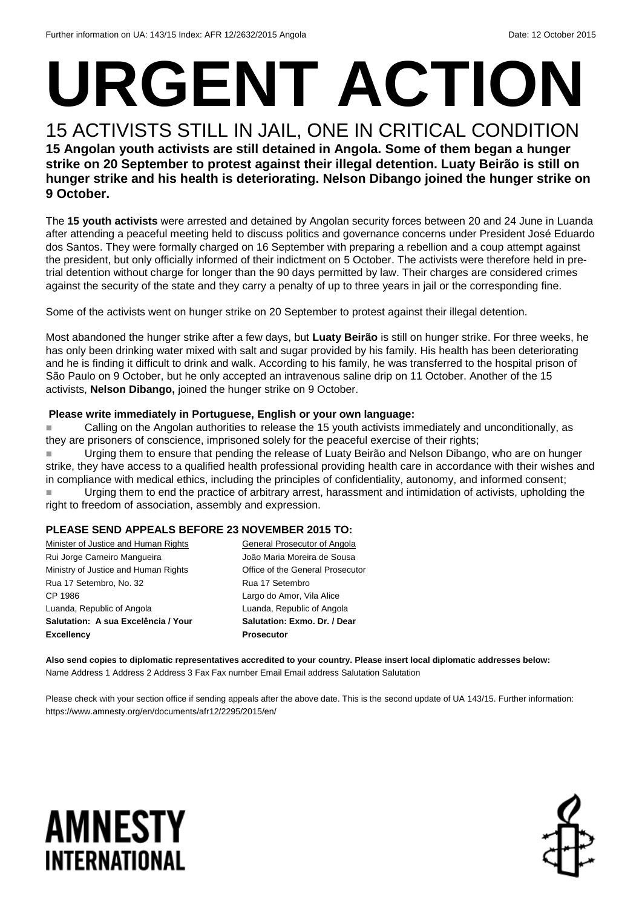Further information on UA: 143/15 Index: AFR 12/2632/2015 Angola Date: 12 October 2015

# URGENT ACTION

## 15 ACTIVISTS STILL IN JAIL, ONE IN CRITICAL CONDITION

**15 Angolan youth activists are still detained in Angola. Some of them began a hunger strike on 20 September to protest against their illegal detention. Luaty Beirão is still on hunger strike and his health is deteriorating. Nelson Dibango joined the hunger strike on 9 October.**

The **15 youth activists** were arrested and detained by Angolan security forces between 20 and 24 June in Luanda after attending a peaceful meeting held to discuss politics and governance concerns under President José Eduardo dos Santos. They were formally charged on 16 September with preparing a rebellion and a coup attempt against the president, but only officially informed of their indictment on 5 October. The activists were therefore held in pre-trial detention without charge for longer than the 90 days permitted by law. Their charges are considered crimes against the security of the state and they carry a penalty of up to three years in jail or the corresponding fine.

Some of the activists went on hunger strike on 20 September to protest against their illegal detention.

Most abandoned the hunger strike after a few days, but **Luaty Beirão** is still on hunger strike. For three weeks, he has only been drinking water mixed with salt and sugar provided by his family. His health has been deteriorating and he is finding it difficult to drink and walk. According to his family, he was transferred to the hospital prison of São Paulo on 9 October, but he only accepted an intravenous saline drip on 11 October. Another of the 15 activists, **Nelson Dibango,** joined the hunger strike on 9 October.

**Please write immediately in Portuguese, English or your own language:**

- Calling on the Angolan authorities to release the 15 youth activists immediately and unconditionally, as they are prisoners of conscience, imprisoned solely for the peaceful exercise of their rights;
- Urging them to ensure that pending the release of Luaty Beirão and Nelson Dibango, who are on hunger strike, they have access to a qualified health professional providing health care in accordance with their wishes and in compliance with medical ethics, including the principles of confidentiality, autonomy, and informed consent;
- Urging them to end the practice of arbitrary arrest, harassment and intimidation of activists, upholding the right to freedom of association, assembly and expression.

**PLEASE SEND APPEALS BEFORE 23 NOVEMBER 2015 TO:**

Minister of Justice and Human Rights
Rui Jorge Carneiro Mangueira
Ministry of Justice and Human Rights
Rua 17 Setembro, No. 32
CP 1986
Luanda, Republic of Angola
**Salutation: A sua Excelência / Your Excellency**

General Prosecutor of Angola
João Maria Moreira de Sousa
Office of the General Prosecutor
Rua 17 Setembro
Largo do Amor, Vila Alice
Luanda, Republic of Angola
**Salutation: Exmo. Dr. / Dear Prosecutor**

**Also send copies to diplomatic representatives accredited to your country. Please insert local diplomatic addresses below:**
Name Address 1 Address 2 Address 3 Fax Fax number Email Email address Salutation Salutation

Please check with your section office if sending appeals after the above date. This is the second update of UA 143/15. Further information: https://www.amnesty.org/en/documents/afr12/2295/2015/en/

AMNESTY INTERNATIONAL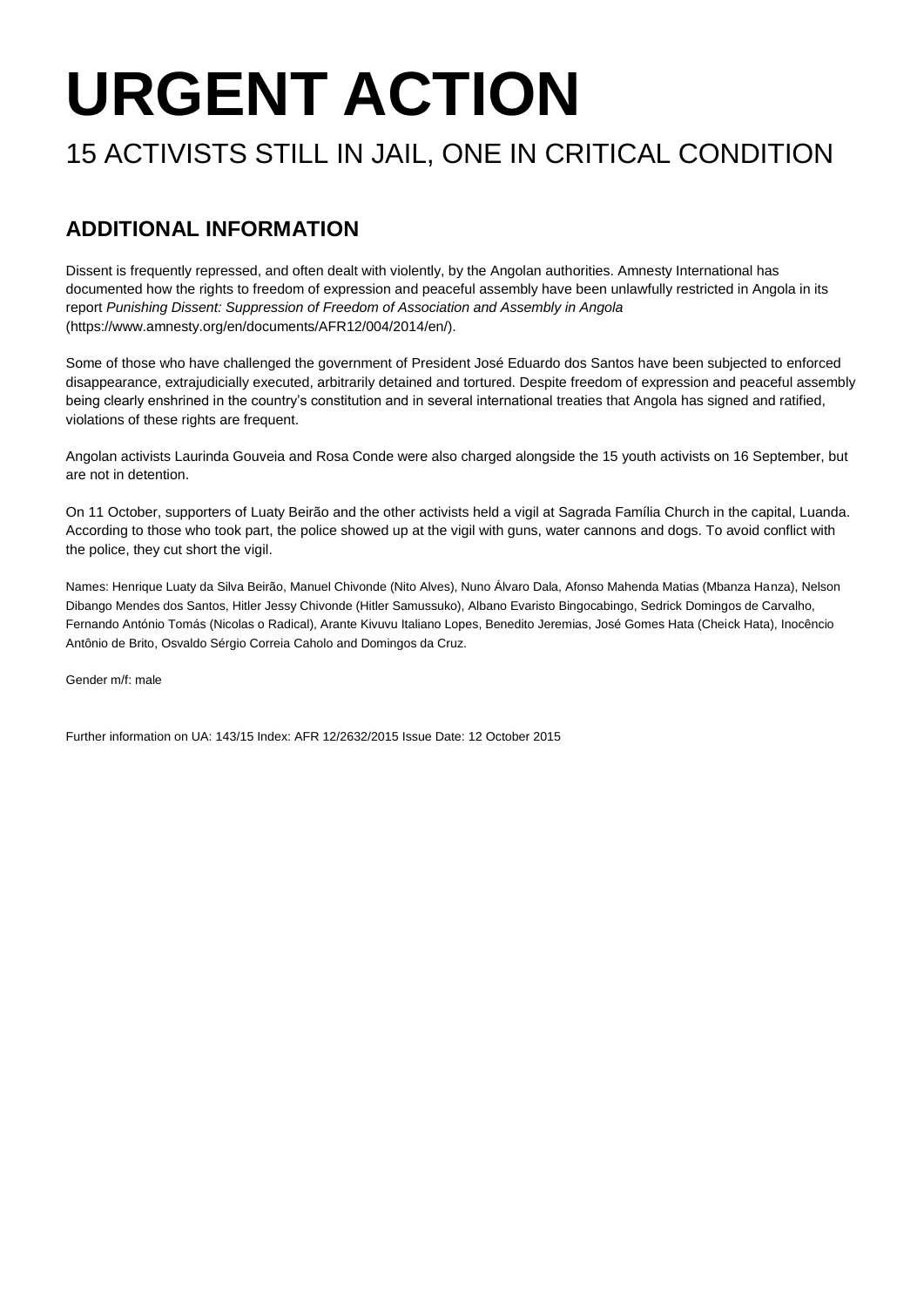# URGENT ACTION

## 15 ACTIVISTS STILL IN JAIL, ONE IN CRITICAL CONDITION

### ADDITIONAL INFORMATION

Dissent is frequently repressed, and often dealt with violently, by the Angolan authorities. Amnesty International has documented how the rights to freedom of expression and peaceful assembly have been unlawfully restricted in Angola in its report *Punishing Dissent: Suppression of Freedom of Association and Assembly in Angola* (https://www.amnesty.org/en/documents/AFR12/004/2014/en/).

Some of those who have challenged the government of President José Eduardo dos Santos have been subjected to enforced disappearance, extrajudicially executed, arbitrarily detained and tortured. Despite freedom of expression and peaceful assembly being clearly enshrined in the country's constitution and in several international treaties that Angola has signed and ratified, violations of these rights are frequent.

Angolan activists Laurinda Gouveia and Rosa Conde were also charged alongside the 15 youth activists on 16 September, but are not in detention.

On 11 October, supporters of Luaty Beirão and the other activists held a vigil at Sagrada Família Church in the capital, Luanda. According to those who took part, the police showed up at the vigil with guns, water cannons and dogs. To avoid conflict with the police, they cut short the vigil.

Names: Henrique Luaty da Silva Beirão, Manuel Chivonde (Nito Alves), Nuno Álvaro Dala, Afonso Mahenda Matias (Mbanza Hanza), Nelson Dibango Mendes dos Santos, Hitler Jessy Chivonde (Hitler Samussuko), Albano Evaristo Bingocabingo, Sedrick Domingos de Carvalho, Fernando António Tomás (Nicolas o Radical), Arante Kivuvu Italiano Lopes, Benedito Jeremias, José Gomes Hata (Cheick Hata), Inocêncio Antônio de Brito, Osvaldo Sérgio Correia Caholo and Domingos da Cruz.

Gender m/f: male

Further information on UA: 143/15 Index: AFR 12/2632/2015 Issue Date: 12 October 2015